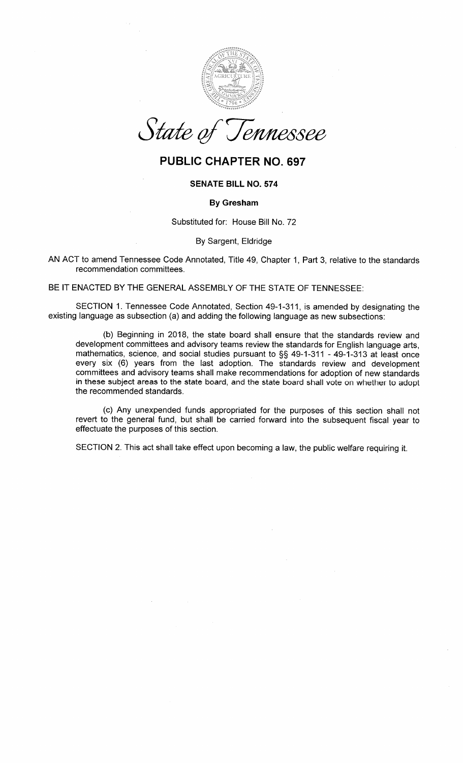*State of Tennessee*

# PUBLIC CHAPTER NO. 697

## SENATE BILL NO. 574

**By Gresham**

Substituted for: House Bill No. 72

By Sargent, Eldridge

AN ACT to amend Tennessee Code Annotated, Title 49, Chapter 1, Part 3, relative to the standards recommendation committees.

BE IT ENACTED BY THE GENERAL ASSEMBLY OF THE STATE OF TENNESSEE:

SECTION 1. Tennessee Code Annotated, Section 49-1-311, is amended by designating the existing language as subsection (a) and adding the following language as new subsections:

(b) Beginning in 2018, the state board shall ensure that the standards review and development committees and advisory teams review the standards for English language arts, mathematics, science, and social studies pursuant to §§ 49-1-311 - 49-1-313 at least once every six (6) years from the last adoption. The standards review and development committees and advisory teams shall make recommendations for adoption of new standards in these subject areas to the state board, and the state board shall vote on whether to adopt the recommended standards.

(c) Any unexpended funds appropriated for the purposes of this section shall not revert to the general fund, but shall be carried forward into the subsequent fiscal year to effectuate the purposes of this section.

SECTION 2. This act shall take effect upon becoming a law, the public welfare requiring it.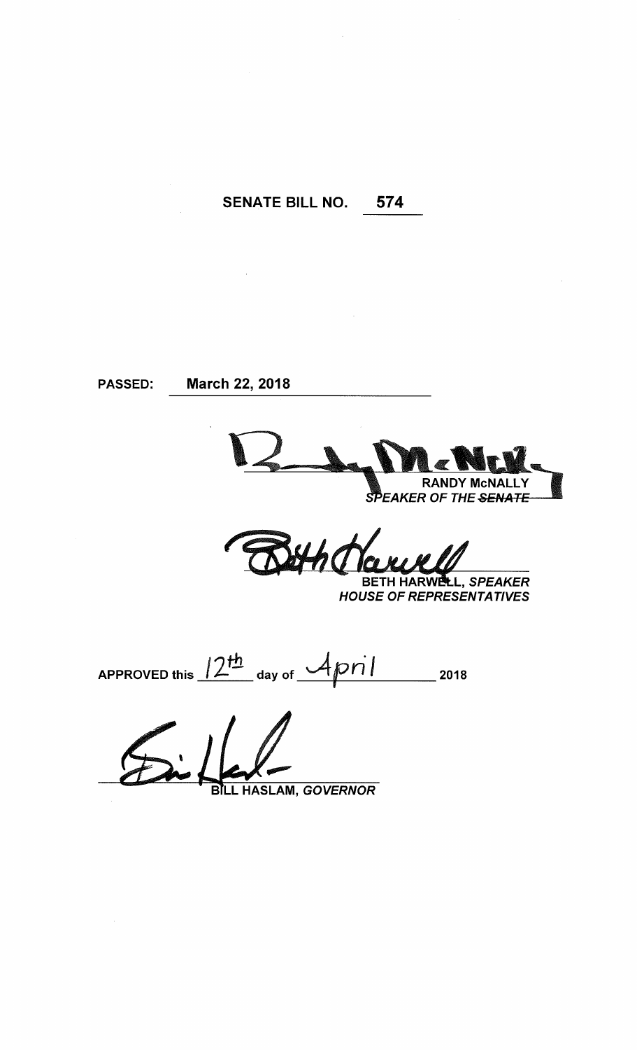**SENATE BILL NO. 574**

**PASSED:** March 22, 2018

RANDY McNALLY
*SPEAKER OF THE ~~SENATE~~*

BETH HARWELL, *SPEAKER*
*HOUSE OF REPRESENTATIVES*

**APPROVED this** 12th **day of** April **2018**

BILL HASLAM, *GOVERNOR*